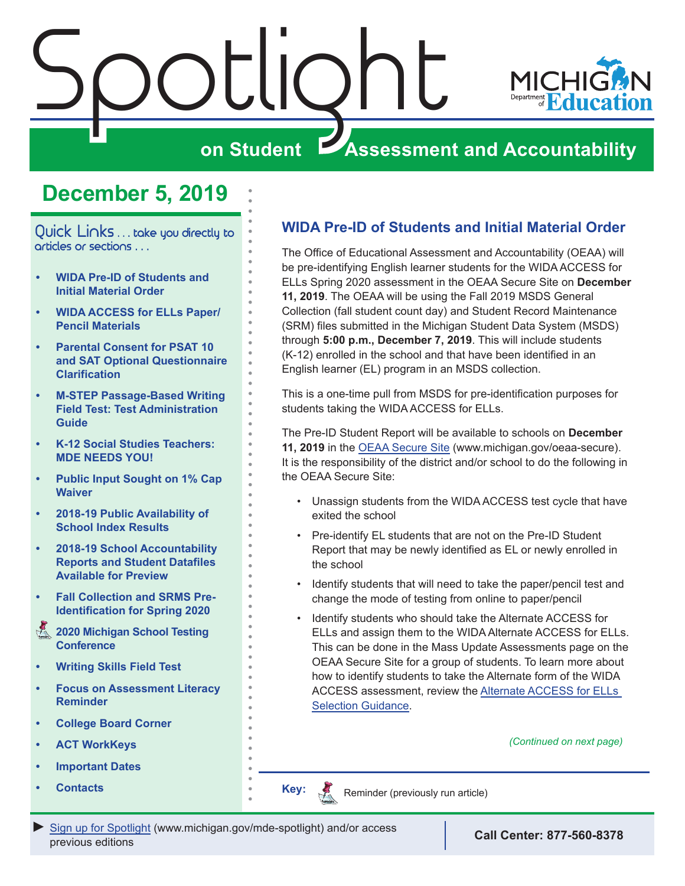# Spotlight on Student Assessment and Accountability

Michigan Department of Education

## December 5, 2019

Quick Links . . . take you directly to articles or sections . . .

- WIDA Pre-ID of Students and Initial Material Order
- WIDA ACCESS for ELLs Paper/Pencil Materials
- Parental Consent for PSAT 10 and SAT Optional Questionnaire Clarification
- M-STEP Passage-Based Writing Field Test: Test Administration Guide
- K-12 Social Studies Teachers: MDE NEEDS YOU!
- Public Input Sought on 1% Cap Waiver
- 2018-19 Public Availability of School Index Results
- 2018-19 School Accountability Reports and Student Datafiles Available for Preview
- Fall Collection and SRMS Pre-Identification for Spring 2020
- 2020 Michigan School Testing Conference
- Writing Skills Field Test
- Focus on Assessment Literacy Reminder
- College Board Corner
- ACT WorkKeys
- Important Dates
- Contacts

## WIDA Pre-ID of Students and Initial Material Order

The Office of Educational Assessment and Accountability (OEAA) will be pre-identifying English learner students for the WIDA ACCESS for ELLs Spring 2020 assessment in the OEAA Secure Site on **December 11, 2019**. The OEAA will be using the Fall 2019 MSDS General Collection (fall student count day) and Student Record Maintenance (SRM) files submitted in the Michigan Student Data System (MSDS) through **5:00 p.m., December 7, 2019**. This will include students (K-12) enrolled in the school and that have been identified in an English learner (EL) program in an MSDS collection.

This is a one-time pull from MSDS for pre-identification purposes for students taking the WIDA ACCESS for ELLs.

The Pre-ID Student Report will be available to schools on **December 11, 2019** in the OEAA Secure Site (www.michigan.gov/oeaa-secure). It is the responsibility of the district and/or school to do the following in the OEAA Secure Site:

- Unassign students from the WIDA ACCESS test cycle that have exited the school
- Pre-identify EL students that are not on the Pre-ID Student Report that may be newly identified as EL or newly enrolled in the school
- Identify students that will need to take the paper/pencil test and change the mode of testing from online to paper/pencil
- Identify students who should take the Alternate ACCESS for ELLs and assign them to the WIDA Alternate ACCESS for ELLs. This can be done in the Mass Update Assessments page on the OEAA Secure Site for a group of students. To learn more about how to identify students to take the Alternate form of the WIDA ACCESS assessment, review the Alternate ACCESS for ELLs Selection Guidance.

*(Continued on next page)*

Key: Reminder (previously run article)

► Sign up for Spotlight (www.michigan.gov/mde-spotlight) and/or access previous editions

Call Center: 877-560-8378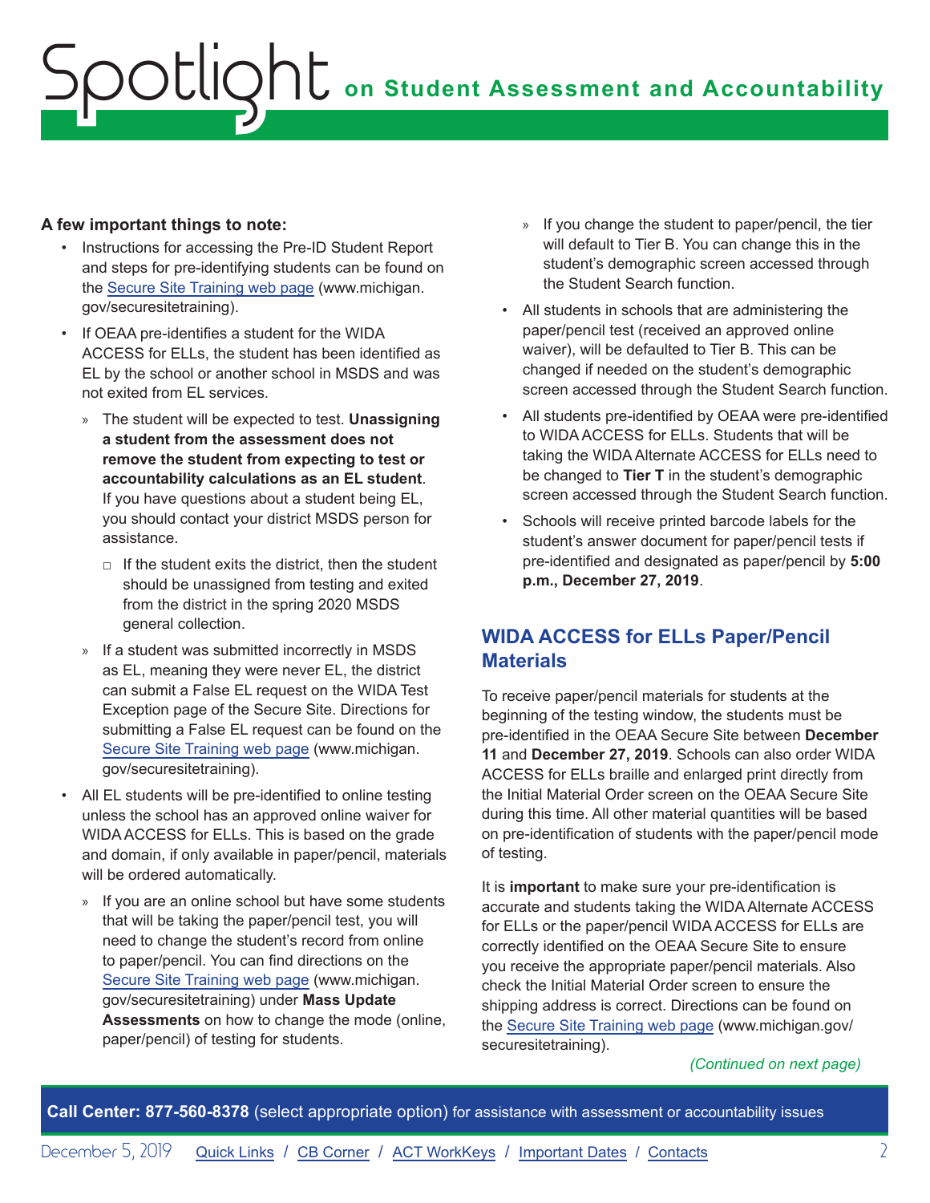**A few important things to note:**

- Instructions for accessing the Pre-ID Student Report and steps for pre-identifying students can be found on the [Secure Site Training web page](www.michigan.gov/securesitetraining) (www.michigan.gov/securesitetraining).
- If OEAA pre-identifies a student for the WIDA ACCESS for ELLs, the student has been identified as EL by the school or another school in MSDS and was not exited from EL services.
  - The student will be expected to test. **Unassigning a student from the assessment does not remove the student from expecting to test or accountability calculations as an EL student**. If you have questions about a student being EL, you should contact your district MSDS person for assistance.
    - If the student exits the district, then the student should be unassigned from testing and exited from the district in the spring 2020 MSDS general collection.
  - If a student was submitted incorrectly in MSDS as EL, meaning they were never EL, the district can submit a False EL request on the WIDA Test Exception page of the Secure Site. Directions for submitting a False EL request can be found on the [Secure Site Training web page](www.michigan.gov/securesitetraining) (www.michigan.gov/securesitetraining).
- All EL students will be pre-identified to online testing unless the school has an approved online waiver for WIDA ACCESS for ELLs. This is based on the grade and domain, if only available in paper/pencil, materials will be ordered automatically.
  - If you are an online school but have some students that will be taking the paper/pencil test, you will need to change the student's record from online to paper/pencil. You can find directions on the [Secure Site Training web page](www.michigan.gov/securesitetraining) (www.michigan.gov/securesitetraining) under **Mass Update Assessments** on how to change the mode (online, paper/pencil) of testing for students.
  - If you change the student to paper/pencil, the tier will default to Tier B. You can change this in the student's demographic screen accessed through the Student Search function.
- All students in schools that are administering the paper/pencil test (received an approved online waiver), will be defaulted to Tier B. This can be changed if needed on the student's demographic screen accessed through the Student Search function.
- All students pre-identified by OEAA were pre-identified to WIDA ACCESS for ELLs. Students that will be taking the WIDA Alternate ACCESS for ELLs need to be changed to **Tier T** in the student's demographic screen accessed through the Student Search function.
- Schools will receive printed barcode labels for the student's answer document for paper/pencil tests if pre-identified and designated as paper/pencil by **5:00 p.m., December 27, 2019**.

## WIDA ACCESS for ELLs Paper/Pencil Materials

To receive paper/pencil materials for students at the beginning of the testing window, the students must be pre-identified in the OEAA Secure Site between **December 11** and **December 27, 2019**. Schools can also order WIDA ACCESS for ELLs braille and enlarged print directly from the Initial Material Order screen on the OEAA Secure Site during this time. All other material quantities will be based on pre-identification of students with the paper/pencil mode of testing.

It is **important** to make sure your pre-identification is accurate and students taking the WIDA Alternate ACCESS for ELLs or the paper/pencil WIDA ACCESS for ELLs are correctly identified on the OEAA Secure Site to ensure you receive the appropriate paper/pencil materials. Also check the Initial Material Order screen to ensure the shipping address is correct. Directions can be found on the [Secure Site Training web page](www.michigan.gov/securesitetraining) (www.michigan.gov/securesitetraining).

*(Continued on next page)*

**Call Center: 877-560-8378** (select appropriate option) for assistance with assessment or accountability issues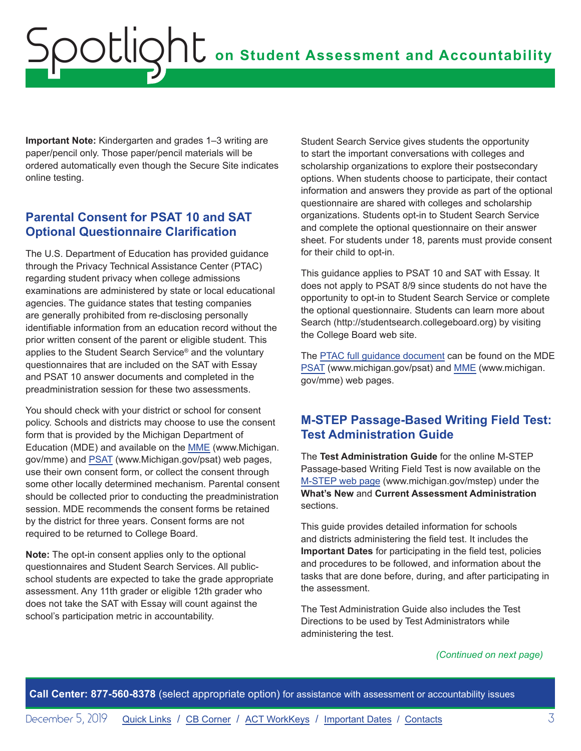**Important Note:** Kindergarten and grades 1–3 writing are paper/pencil only. Those paper/pencil materials will be ordered automatically even though the Secure Site indicates online testing.

## Parental Consent for PSAT 10 and SAT Optional Questionnaire Clarification

The U.S. Department of Education has provided guidance through the Privacy Technical Assistance Center (PTAC) regarding student privacy when college admissions examinations are administered by state or local educational agencies. The guidance states that testing companies are generally prohibited from re-disclosing personally identifiable information from an education record without the prior written consent of the parent or eligible student. This applies to the Student Search Service® and the voluntary questionnaires that are included on the SAT with Essay and PSAT 10 answer documents and completed in the preadministration session for these two assessments.

You should check with your district or school for consent policy. Schools and districts may choose to use the consent form that is provided by the Michigan Department of Education (MDE) and available on the MME (www.Michigan.gov/mme) and PSAT (www.Michigan.gov/psat) web pages, use their own consent form, or collect the consent through some other locally determined mechanism. Parental consent should be collected prior to conducting the preadministration session. MDE recommends the consent forms be retained by the district for three years. Consent forms are not required to be returned to College Board.

**Note:** The opt-in consent applies only to the optional questionnaires and Student Search Services. All public-school students are expected to take the grade appropriate assessment. Any 11th grader or eligible 12th grader who does not take the SAT with Essay will count against the school's participation metric in accountability.

Student Search Service gives students the opportunity to start the important conversations with colleges and scholarship organizations to explore their postsecondary options. When students choose to participate, their contact information and answers they provide as part of the optional questionnaire are shared with colleges and scholarship organizations. Students opt-in to Student Search Service and complete the optional questionnaire on their answer sheet. For students under 18, parents must provide consent for their child to opt-in.

This guidance applies to PSAT 10 and SAT with Essay. It does not apply to PSAT 8/9 since students do not have the opportunity to opt-in to Student Search Service or complete the optional questionnaire. Students can learn more about Search (http://studentsearch.collegeboard.org) by visiting the College Board web site.

The PTAC full guidance document can be found on the MDE PSAT (www.michigan.gov/psat) and MME (www.michigan.gov/mme) web pages.

## M-STEP Passage-Based Writing Field Test: Test Administration Guide

The **Test Administration Guide** for the online M-STEP Passage-based Writing Field Test is now available on the M-STEP web page (www.michigan.gov/mstep) under the **What's New** and **Current Assessment Administration** sections.

This guide provides detailed information for schools and districts administering the field test. It includes the **Important Dates** for participating in the field test, policies and procedures to be followed, and information about the tasks that are done before, during, and after participating in the assessment.

The Test Administration Guide also includes the Test Directions to be used by Test Administrators while administering the test.

*(Continued on next page)*

**Call Center: 877-560-8378** (select appropriate option) for assistance with assessment or accountability issues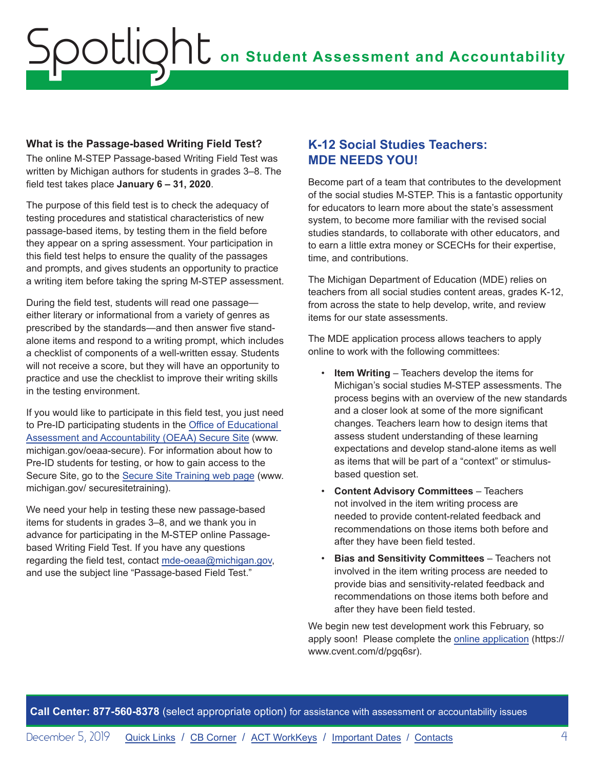## What is the Passage-based Writing Field Test?

The online M-STEP Passage-based Writing Field Test was written by Michigan authors for students in grades 3–8. The field test takes place **January 6 – 31, 2020**.

The purpose of this field test is to check the adequacy of testing procedures and statistical characteristics of new passage-based items, by testing them in the field before they appear on a spring assessment. Your participation in this field test helps to ensure the quality of the passages and prompts, and gives students an opportunity to practice a writing item before taking the spring M-STEP assessment.

During the field test, students will read one passage—either literary or informational from a variety of genres as prescribed by the standards—and then answer five stand-alone items and respond to a writing prompt, which includes a checklist of components of a well-written essay. Students will not receive a score, but they will have an opportunity to practice and use the checklist to improve their writing skills in the testing environment.

If you would like to participate in this field test, you just need to Pre-ID participating students in the Office of Educational Assessment and Accountability (OEAA) Secure Site (www.michigan.gov/oeaa-secure). For information about how to Pre-ID students for testing, or how to gain access to the Secure Site, go to the Secure Site Training web page (www.michigan.gov/ securesitetraining).

We need your help in testing these new passage-based items for students in grades 3–8, and we thank you in advance for participating in the M-STEP online Passage-based Writing Field Test. If you have any questions regarding the field test, contact mde-oeaa@michigan.gov, and use the subject line "Passage-based Field Test."

## K-12 Social Studies Teachers: MDE NEEDS YOU!

Become part of a team that contributes to the development of the social studies M-STEP. This is a fantastic opportunity for educators to learn more about the state's assessment system, to become more familiar with the revised social studies standards, to collaborate with other educators, and to earn a little extra money or SCECHs for their expertise, time, and contributions.

The Michigan Department of Education (MDE) relies on teachers from all social studies content areas, grades K-12, from across the state to help develop, write, and review items for our state assessments.

The MDE application process allows teachers to apply online to work with the following committees:

- **Item Writing** – Teachers develop the items for Michigan's social studies M-STEP assessments. The process begins with an overview of the new standards and a closer look at some of the more significant changes. Teachers learn how to design items that assess student understanding of these learning expectations and develop stand-alone items as well as items that will be part of a "context" or stimulus-based question set.
- **Content Advisory Committees** – Teachers not involved in the item writing process are needed to provide content-related feedback and recommendations on those items both before and after they have been field tested.
- **Bias and Sensitivity Committees** – Teachers not involved in the item writing process are needed to provide bias and sensitivity-related feedback and recommendations on those items both before and after they have been field tested.

We begin new test development work this February, so apply soon! Please complete the online application (https://www.cvent.com/d/pgq6sr).

**Call Center: 877-560-8378** (select appropriate option) for assistance with assessment or accountability issues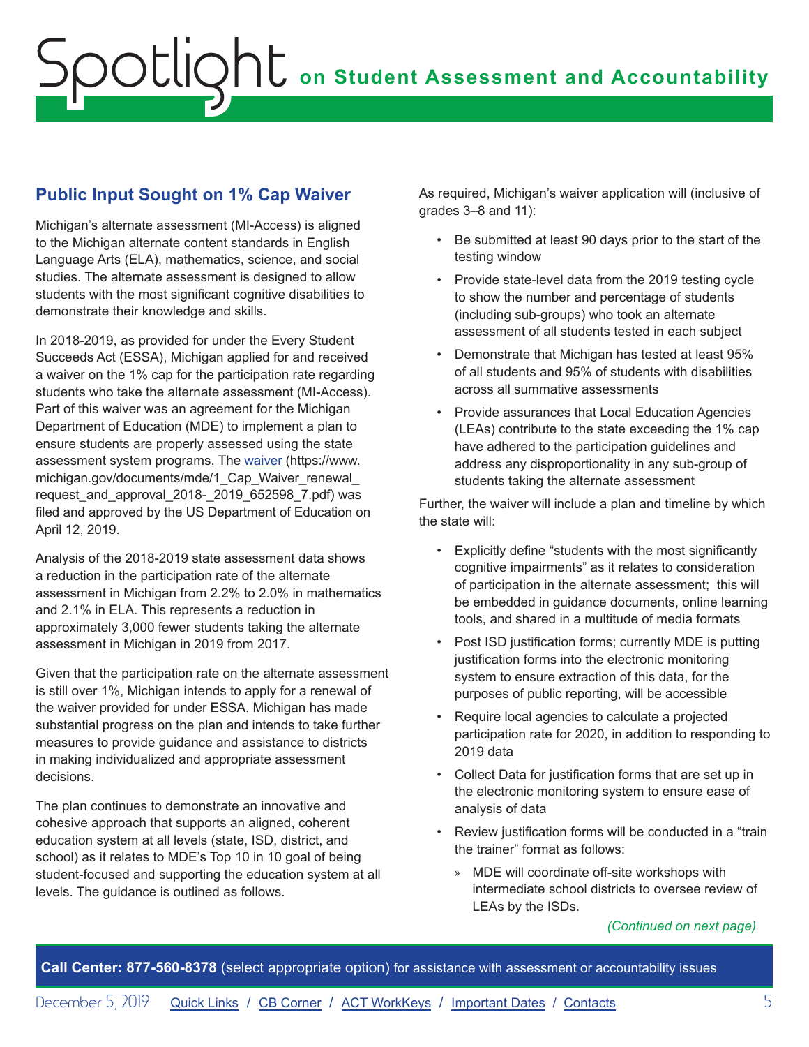## Public Input Sought on 1% Cap Waiver

Michigan's alternate assessment (MI-Access) is aligned to the Michigan alternate content standards in English Language Arts (ELA), mathematics, science, and social studies. The alternate assessment is designed to allow students with the most significant cognitive disabilities to demonstrate their knowledge and skills.

In 2018-2019, as provided for under the Every Student Succeeds Act (ESSA), Michigan applied for and received a waiver on the 1% cap for the participation rate regarding students who take the alternate assessment (MI-Access). Part of this waiver was an agreement for the Michigan Department of Education (MDE) to implement a plan to ensure students are properly assessed using the state assessment system programs. The [waiver](https://www.michigan.gov/documents/mde/1_Cap_Waiver_renewal_request_and_approval_2018-_2019_652598_7.pdf) (https://www.michigan.gov/documents/mde/1_Cap_Waiver_renewal_request_and_approval_2018-_2019_652598_7.pdf) was filed and approved by the US Department of Education on April 12, 2019.

Analysis of the 2018-2019 state assessment data shows a reduction in the participation rate of the alternate assessment in Michigan from 2.2% to 2.0% in mathematics and 2.1% in ELA. This represents a reduction in approximately 3,000 fewer students taking the alternate assessment in Michigan in 2019 from 2017.

Given that the participation rate on the alternate assessment is still over 1%, Michigan intends to apply for a renewal of the waiver provided for under ESSA. Michigan has made substantial progress on the plan and intends to take further measures to provide guidance and assistance to districts in making individualized and appropriate assessment decisions.

The plan continues to demonstrate an innovative and cohesive approach that supports an aligned, coherent education system at all levels (state, ISD, district, and school) as it relates to MDE's Top 10 in 10 goal of being student-focused and supporting the education system at all levels. The guidance is outlined as follows.

As required, Michigan's waiver application will (inclusive of grades 3–8 and 11):

- Be submitted at least 90 days prior to the start of the testing window
- Provide state-level data from the 2019 testing cycle to show the number and percentage of students (including sub-groups) who took an alternate assessment of all students tested in each subject
- Demonstrate that Michigan has tested at least 95% of all students and 95% of students with disabilities across all summative assessments
- Provide assurances that Local Education Agencies (LEAs) contribute to the state exceeding the 1% cap have adhered to the participation guidelines and address any disproportionality in any sub-group of students taking the alternate assessment

Further, the waiver will include a plan and timeline by which the state will:

- Explicitly define "students with the most significantly cognitive impairments" as it relates to consideration of participation in the alternate assessment; this will be embedded in guidance documents, online learning tools, and shared in a multitude of media formats
- Post ISD justification forms; currently MDE is putting justification forms into the electronic monitoring system to ensure extraction of this data, for the purposes of public reporting, will be accessible
- Require local agencies to calculate a projected participation rate for 2020, in addition to responding to 2019 data
- Collect Data for justification forms that are set up in the electronic monitoring system to ensure ease of analysis of data
- Review justification forms will be conducted in a "train the trainer" format as follows:
  - MDE will coordinate off-site workshops with intermediate school districts to oversee review of LEAs by the ISDs.

*(Continued on next page)*

**Call Center: 877-560-8378** (select appropriate option) for assistance with assessment or accountability issues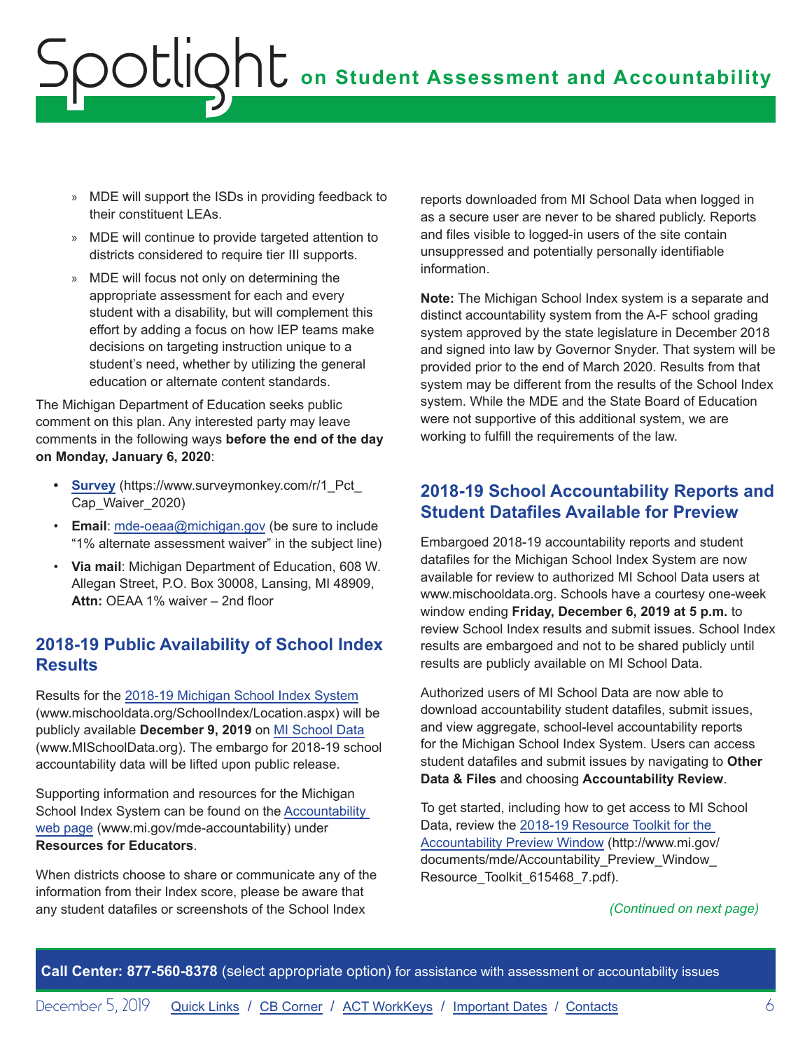- MDE will support the ISDs in providing feedback to their constituent LEAs.
- MDE will continue to provide targeted attention to districts considered to require tier III supports.
- MDE will focus not only on determining the appropriate assessment for each and every student with a disability, but will complement this effort by adding a focus on how IEP teams make decisions on targeting instruction unique to a student's need, whether by utilizing the general education or alternate content standards.

The Michigan Department of Education seeks public comment on this plan. Any interested party may leave comments in the following ways **before the end of the day on Monday, January 6, 2020**:

- **Survey** (https://www.surveymonkey.com/r/1_Pct_Cap_Waiver_2020)
- **Email**: mde-oeaa@michigan.gov (be sure to include "1% alternate assessment waiver" in the subject line)
- **Via mail**: Michigan Department of Education, 608 W. Allegan Street, P.O. Box 30008, Lansing, MI 48909, **Attn:** OEAA 1% waiver – 2nd floor

## 2018-19 Public Availability of School Index Results

Results for the 2018-19 Michigan School Index System (www.mischooldata.org/SchoolIndex/Location.aspx) will be publicly available **December 9, 2019** on MI School Data (www.MISchoolData.org). The embargo for 2018-19 school accountability data will be lifted upon public release.

Supporting information and resources for the Michigan School Index System can be found on the Accountability web page (www.mi.gov/mde-accountability) under **Resources for Educators**.

When districts choose to share or communicate any of the information from their Index score, please be aware that any student datafiles or screenshots of the School Index reports downloaded from MI School Data when logged in as a secure user are never to be shared publicly. Reports and files visible to logged-in users of the site contain unsuppressed and potentially personally identifiable information.

**Note:** The Michigan School Index system is a separate and distinct accountability system from the A-F school grading system approved by the state legislature in December 2018 and signed into law by Governor Snyder. That system will be provided prior to the end of March 2020. Results from that system may be different from the results of the School Index system. While the MDE and the State Board of Education were not supportive of this additional system, we are working to fulfill the requirements of the law.

## 2018-19 School Accountability Reports and Student Datafiles Available for Preview

Embargoed 2018-19 accountability reports and student datafiles for the Michigan School Index System are now available for review to authorized MI School Data users at www.mischooldata.org. Schools have a courtesy one-week window ending **Friday, December 6, 2019 at 5 p.m.** to review School Index results and submit issues. School Index results are embargoed and not to be shared publicly until results are publicly available on MI School Data.

Authorized users of MI School Data are now able to download accountability student datafiles, submit issues, and view aggregate, school-level accountability reports for the Michigan School Index System. Users can access student datafiles and submit issues by navigating to **Other Data & Files** and choosing **Accountability Review**.

To get started, including how to get access to MI School Data, review the 2018-19 Resource Toolkit for the Accountability Preview Window (http://www.mi.gov/documents/mde/Accountability_Preview_Window_Resource_Toolkit_615468_7.pdf).

*(Continued on next page)*

**Call Center: 877-560-8378** (select appropriate option) for assistance with assessment or accountability issues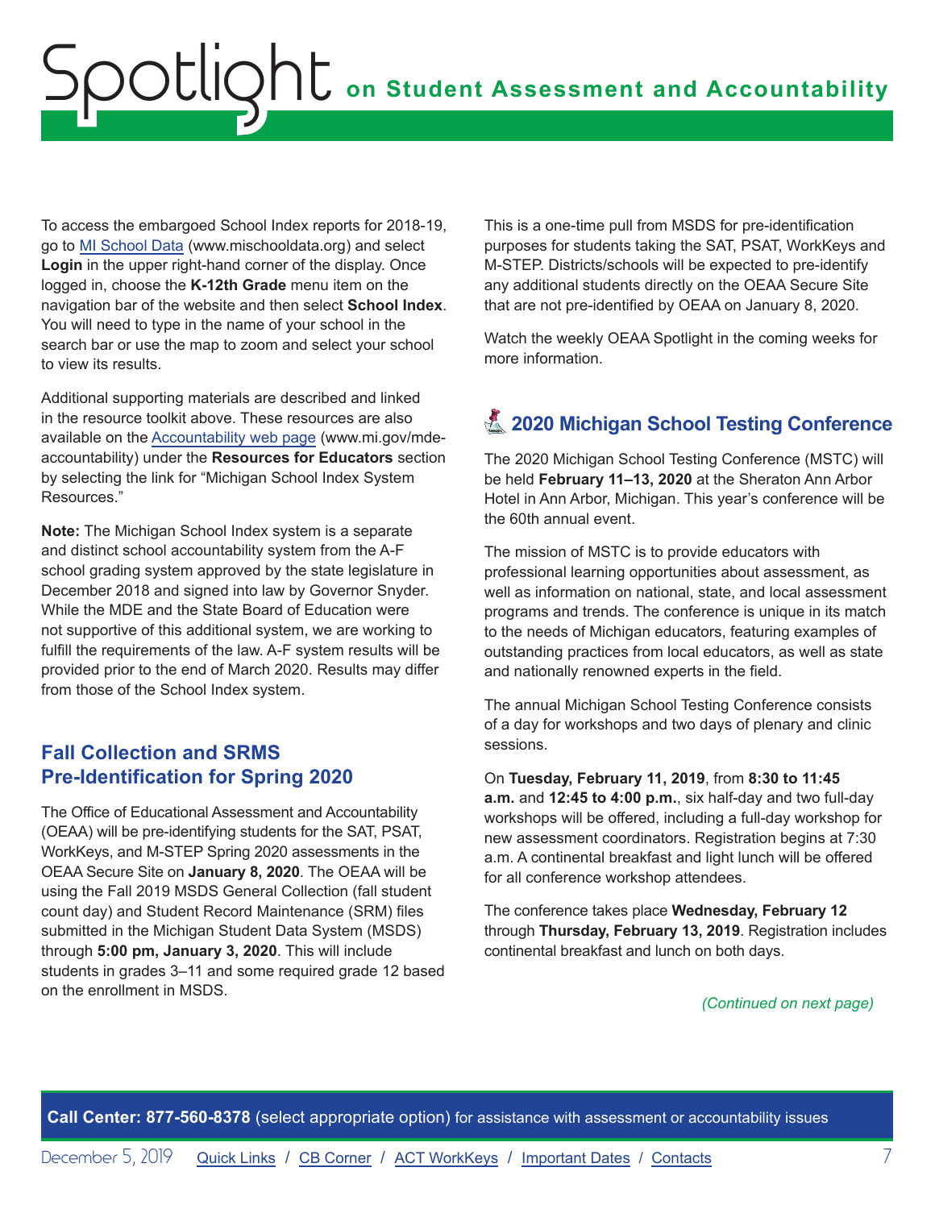To access the embargoed School Index reports for 2018-19, go to [MI School Data](www.mischooldata.org) (www.mischooldata.org) and select **Login** in the upper right-hand corner of the display. Once logged in, choose the **K-12th Grade** menu item on the navigation bar of the website and then select **School Index**. You will need to type in the name of your school in the search bar or use the map to zoom and select your school to view its results.

Additional supporting materials are described and linked in the resource toolkit above. These resources are also available on the [Accountability web page](www.mi.gov/mde-accountability) (www.mi.gov/mde-accountability) under the **Resources for Educators** section by selecting the link for "Michigan School Index System Resources."

**Note:** The Michigan School Index system is a separate and distinct school accountability system from the A-F school grading system approved by the state legislature in December 2018 and signed into law by Governor Snyder. While the MDE and the State Board of Education were not supportive of this additional system, we are working to fulfill the requirements of the law. A-F system results will be provided prior to the end of March 2020. Results may differ from those of the School Index system.

## Fall Collection and SRMS Pre-Identification for Spring 2020

The Office of Educational Assessment and Accountability (OEAA) will be pre-identifying students for the SAT, PSAT, WorkKeys, and M-STEP Spring 2020 assessments in the OEAA Secure Site on **January 8, 2020**. The OEAA will be using the Fall 2019 MSDS General Collection (fall student count day) and Student Record Maintenance (SRM) files submitted in the Michigan Student Data System (MSDS) through **5:00 pm, January 3, 2020**. This will include students in grades 3–11 and some required grade 12 based on the enrollment in MSDS.

This is a one-time pull from MSDS for pre-identification purposes for students taking the SAT, PSAT, WorkKeys and M-STEP. Districts/schools will be expected to pre-identify any additional students directly on the OEAA Secure Site that are not pre-identified by OEAA on January 8, 2020.

Watch the weekly OEAA Spotlight in the coming weeks for more information.

## 2020 Michigan School Testing Conference

The 2020 Michigan School Testing Conference (MSTC) will be held **February 11–13, 2020** at the Sheraton Ann Arbor Hotel in Ann Arbor, Michigan. This year's conference will be the 60th annual event.

The mission of MSTC is to provide educators with professional learning opportunities about assessment, as well as information on national, state, and local assessment programs and trends. The conference is unique in its match to the needs of Michigan educators, featuring examples of outstanding practices from local educators, as well as state and nationally renowned experts in the field.

The annual Michigan School Testing Conference consists of a day for workshops and two days of plenary and clinic sessions.

On **Tuesday, February 11, 2019**, from **8:30 to 11:45 a.m.** and **12:45 to 4:00 p.m.**, six half-day and two full-day workshops will be offered, including a full-day workshop for new assessment coordinators. Registration begins at 7:30 a.m. A continental breakfast and light lunch will be offered for all conference workshop attendees.

The conference takes place **Wednesday, February 12** through **Thursday, February 13, 2019**. Registration includes continental breakfast and lunch on both days.

*(Continued on next page)*

**Call Center: 877-560-8378** (select appropriate option) for assistance with assessment or accountability issues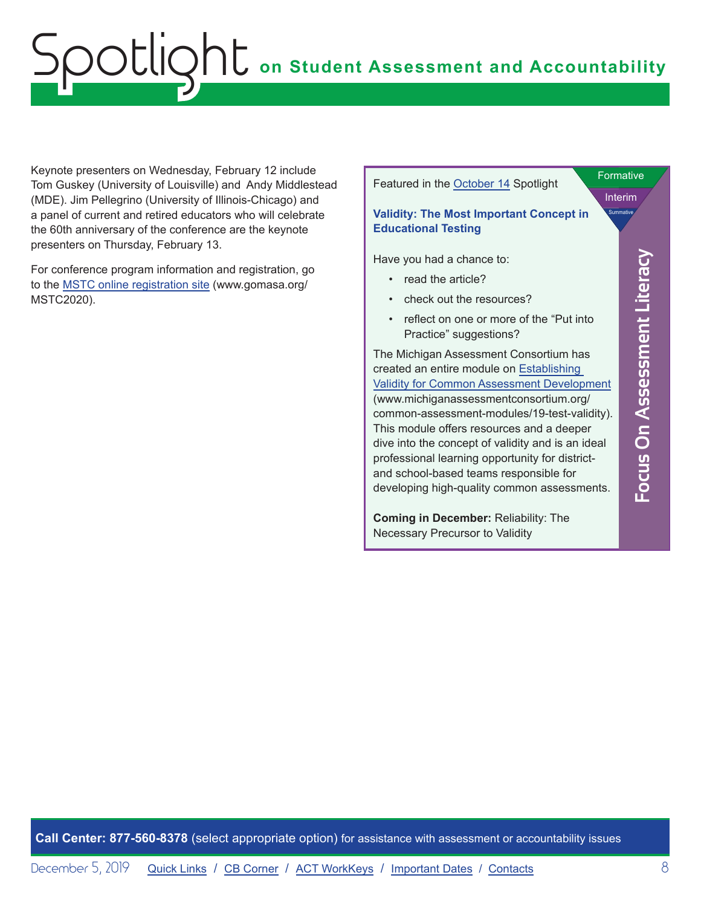Keynote presenters on Wednesday, February 12 include Tom Guskey (University of Louisville) and Andy Middlestead (MDE). Jim Pellegrino (University of Illinois-Chicago) and a panel of current and retired educators who will celebrate the 60th anniversary of the conference are the keynote presenters on Thursday, February 13.

For conference program information and registration, go to the MSTC online registration site (www.gomasa.org/MSTC2020).

## Focus On Assessment Literacy

Featured in the October 14 Spotlight

**Validity: The Most Important Concept in Educational Testing**

Have you had a chance to:

- read the article?
- check out the resources?
- reflect on one or more of the "Put into Practice" suggestions?

The Michigan Assessment Consortium has created an entire module on Establishing Validity for Common Assessment Development (www.michiganassessmentconsortium.org/common-assessment-modules/19-test-validity). This module offers resources and a deeper dive into the concept of validity and is an ideal professional learning opportunity for district- and school-based teams responsible for developing high-quality common assessments.

**Coming in December:** Reliability: The Necessary Precursor to Validity

**Call Center: 877-560-8378** (select appropriate option) for assistance with assessment or accountability issues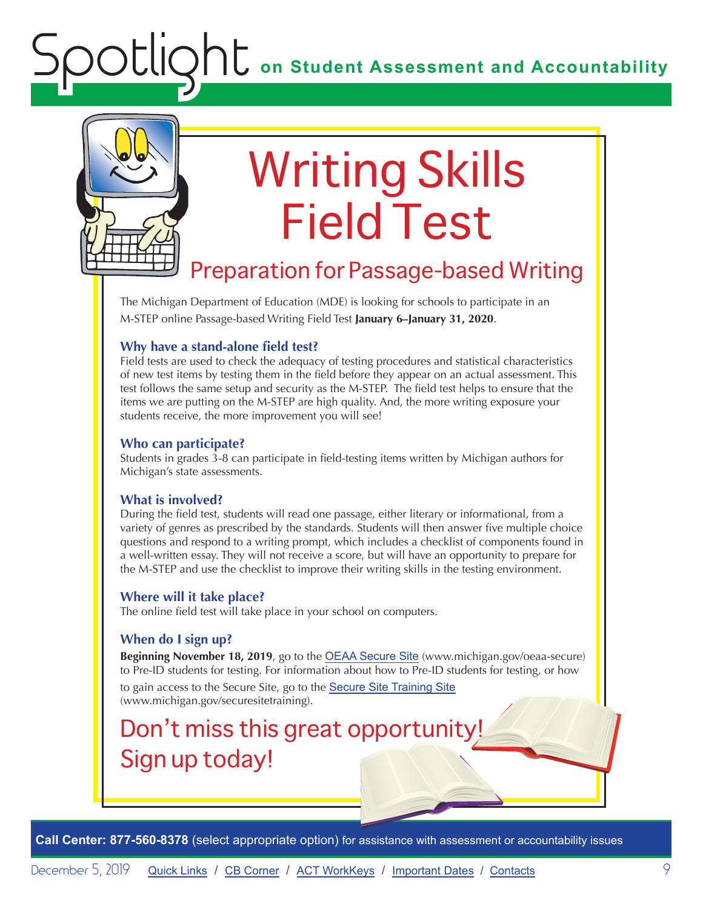# Writing Skills Field Test

## Preparation for Passage-based Writing

The Michigan Department of Education (MDE) is looking for schools to participate in an M-STEP online Passage-based Writing Field Test **January 6–January 31, 2020**.

### Why have a stand-alone field test?

Field tests are used to check the adequacy of testing procedures and statistical characteristics of new test items by testing them in the field before they appear on an actual assessment. This test follows the same setup and security as the M-STEP. The field test helps to ensure that the items we are putting on the M-STEP are high quality. And, the more writing exposure your students receive, the more improvement you will see!

### Who can participate?

Students in grades 3-8 can participate in field-testing items written by Michigan authors for Michigan's state assessments.

### What is involved?

During the field test, students will read one passage, either literary or informational, from a variety of genres as prescribed by the standards. Students will then answer five multiple choice questions and respond to a writing prompt, which includes a checklist of components found in a well-written essay. They will not receive a score, but will have an opportunity to prepare for the M-STEP and use the checklist to improve their writing skills in the testing environment.

### Where will it take place?

The online field test will take place in your school on computers.

### When do I sign up?

**Beginning November 18, 2019**, go to the OEAA Secure Site (www.michigan.gov/oeaa-secure) to Pre-ID students for testing. For information about how to Pre-ID students for testing, or how to gain access to the Secure Site, go to the Secure Site Training Site (www.michigan.gov/securesitetraining).

## Don't miss this great opportunity! Sign up today!

**Call Center: 877-560-8378** (select appropriate option) for assistance with assessment or accountability issues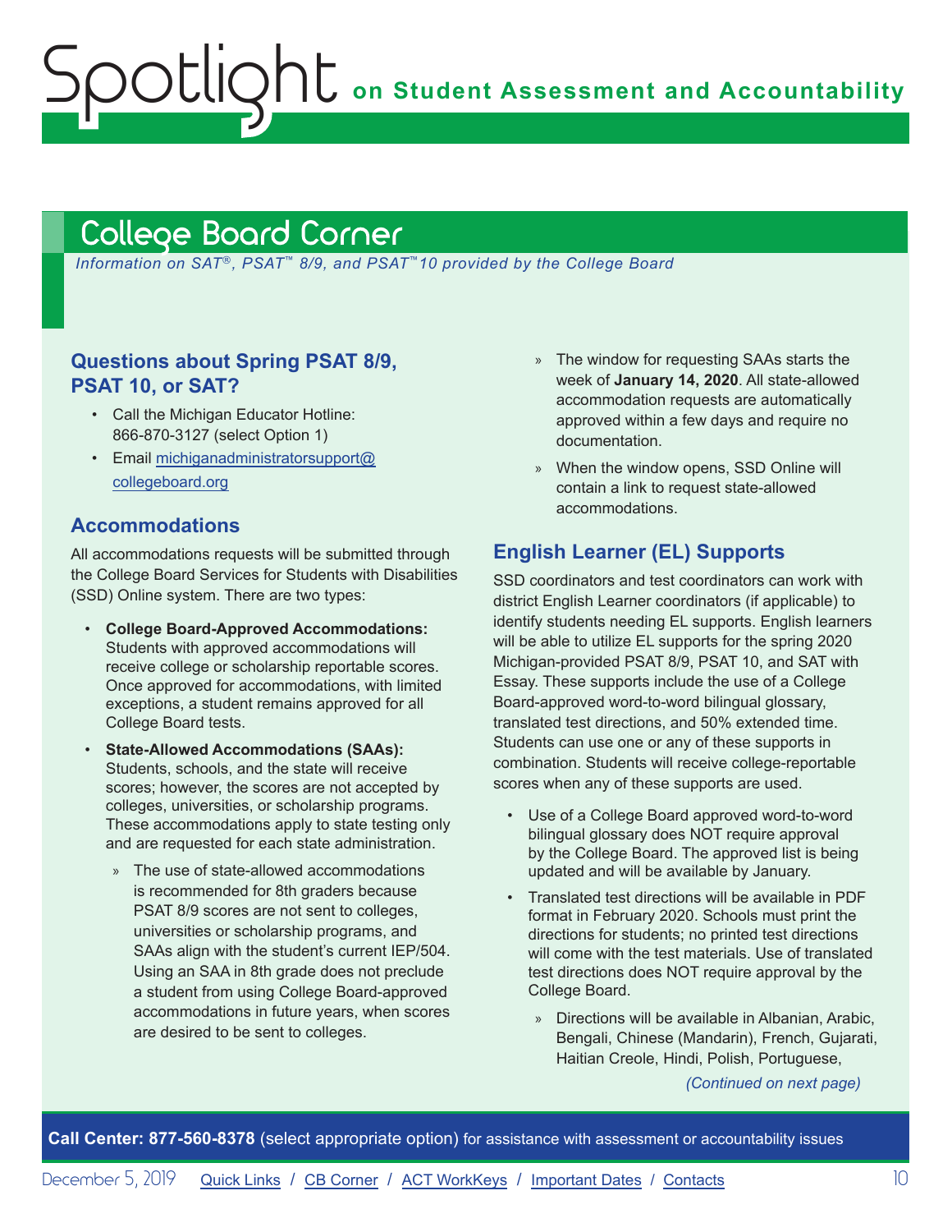## College Board Corner

*Information on SAT®, PSAT™ 8/9, and PSAT™10 provided by the College Board*

### Questions about Spring PSAT 8/9, PSAT 10, or SAT?

- Call the Michigan Educator Hotline: 866-870-3127 (select Option 1)
- Email michiganadministratorsupport@collegeboard.org

### Accommodations

All accommodations requests will be submitted through the College Board Services for Students with Disabilities (SSD) Online system. There are two types:

- **College Board-Approved Accommodations:** Students with approved accommodations will receive college or scholarship reportable scores. Once approved for accommodations, with limited exceptions, a student remains approved for all College Board tests.
- **State-Allowed Accommodations (SAAs):** Students, schools, and the state will receive scores; however, the scores are not accepted by colleges, universities, or scholarship programs. These accommodations apply to state testing only and are requested for each state administration.
  - The use of state-allowed accommodations is recommended for 8th graders because PSAT 8/9 scores are not sent to colleges, universities or scholarship programs, and SAAs align with the student's current IEP/504. Using an SAA in 8th grade does not preclude a student from using College Board-approved accommodations in future years, when scores are desired to be sent to colleges.
  - The window for requesting SAAs starts the week of **January 14, 2020**. All state-allowed accommodation requests are automatically approved within a few days and require no documentation.
  - When the window opens, SSD Online will contain a link to request state-allowed accommodations.

### English Learner (EL) Supports

SSD coordinators and test coordinators can work with district English Learner coordinators (if applicable) to identify students needing EL supports. English learners will be able to utilize EL supports for the spring 2020 Michigan-provided PSAT 8/9, PSAT 10, and SAT with Essay. These supports include the use of a College Board-approved word-to-word bilingual glossary, translated test directions, and 50% extended time. Students can use one or any of these supports in combination. Students will receive college-reportable scores when any of these supports are used.

- Use of a College Board approved word-to-word bilingual glossary does NOT require approval by the College Board. The approved list is being updated and will be available by January.
- Translated test directions will be available in PDF format in February 2020. Schools must print the directions for students; no printed test directions will come with the test materials. Use of translated test directions does NOT require approval by the College Board.
  - Directions will be available in Albanian, Arabic, Bengali, Chinese (Mandarin), French, Gujarati, Haitian Creole, Hindi, Polish, Portuguese,

*(Continued on next page)*

**Call Center: 877-560-8378** (select appropriate option) for assistance with assessment or accountability issues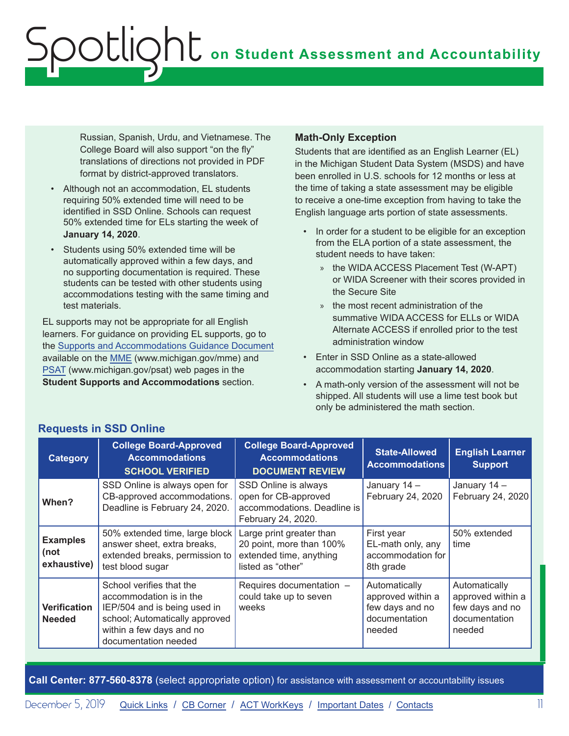Russian, Spanish, Urdu, and Vietnamese. The College Board will also support “on the fly” translations of directions not provided in PDF format by district-approved translators.

- Although not an accommodation, EL students requiring 50% extended time will need to be identified in SSD Online. Schools can request 50% extended time for ELs starting the week of **January 14, 2020**.
- Students using 50% extended time will be automatically approved within a few days, and no supporting documentation is required. These students can be tested with other students using accommodations testing with the same timing and test materials.

EL supports may not be appropriate for all English learners. For guidance on providing EL supports, go to the Supports and Accommodations Guidance Document available on the MME (www.michigan.gov/mme) and PSAT (www.michigan.gov/psat) web pages in the **Student Supports and Accommodations** section.

### Math-Only Exception

Students that are identified as an English Learner (EL) in the Michigan Student Data System (MSDS) and have been enrolled in U.S. schools for 12 months or less at the time of taking a state assessment may be eligible to receive a one-time exception from having to take the English language arts portion of state assessments.

- In order for a student to be eligible for an exception from the ELA portion of a state assessment, the student needs to have taken:
  - the WIDA ACCESS Placement Test (W-APT) or WIDA Screener with their scores provided in the Secure Site
  - the most recent administration of the summative WIDA ACCESS for ELLs or WIDA Alternate ACCESS if enrolled prior to the test administration window
- Enter in SSD Online as a state-allowed accommodation starting **January 14, 2020**.
- A math-only version of the assessment will not be shipped. All students will use a lime test book but only be administered the math section.

### Requests in SSD Online

| Category | College Board-Approved Accommodations SCHOOL VERIFIED | College Board-Approved Accommodations DOCUMENT REVIEW | State-Allowed Accommodations | English Learner Support |
|---|---|---|---|---|
| **When?** | SSD Online is always open for CB-approved accommodations. Deadline is February 24, 2020. | SSD Online is always open for CB-approved accommodations. Deadline is February 24, 2020. | January 14 – February 24, 2020 | January 14 – February 24, 2020 |
| **Examples (not exhaustive)** | 50% extended time, large block answer sheet, extra breaks, extended breaks, permission to test blood sugar | Large print greater than 20 point, more than 100% extended time, anything listed as “other” | First year EL-math only, any accommodation for 8th grade | 50% extended time |
| **Verification Needed** | School verifies that the accommodation is in the IEP/504 and is being used in school; Automatically approved within a few days and no documentation needed | Requires documentation – could take up to seven weeks | Automatically approved within a few days and no documentation needed | Automatically approved within a few days and no documentation needed |

**Call Center: 877-560-8378** (select appropriate option) for assistance with assessment or accountability issues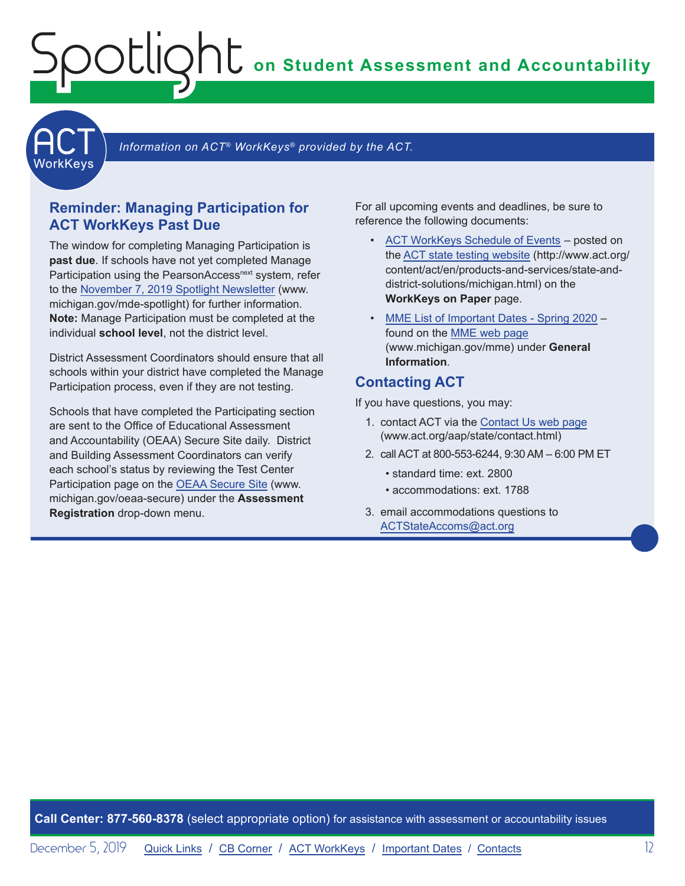Information on ACT® WorkKeys® provided by the ACT.

## Reminder: Managing Participation for ACT WorkKeys Past Due

The window for completing Managing Participation is **past due**. If schools have not yet completed Manage Participation using the PearsonAccess[next] system, refer to the November 7, 2019 Spotlight Newsletter (www.michigan.gov/mde-spotlight) for further information. **Note:** Manage Participation must be completed at the individual **school level**, not the district level.

District Assessment Coordinators should ensure that all schools within your district have completed the Manage Participation process, even if they are not testing.

Schools that have completed the Participating section are sent to the Office of Educational Assessment and Accountability (OEAA) Secure Site daily. District and Building Assessment Coordinators can verify each school's status by reviewing the Test Center Participation page on the OEAA Secure Site (www.michigan.gov/oeaa-secure) under the **Assessment Registration** drop-down menu.

For all upcoming events and deadlines, be sure to reference the following documents:

- ACT WorkKeys Schedule of Events – posted on the ACT state testing website (http://www.act.org/content/act/en/products-and-services/state-and-district-solutions/michigan.html) on the **WorkKeys on Paper** page.
- MME List of Important Dates - Spring 2020 – found on the MME web page (www.michigan.gov/mme) under **General Information**.

## Contacting ACT

If you have questions, you may:

1. contact ACT via the Contact Us web page (www.act.org/aap/state/contact.html)
2. call ACT at 800-553-6244, 9:30 AM – 6:00 PM ET
   - standard time: ext. 2800
   - accommodations: ext. 1788
3. email accommodations questions to ACTStateAccoms@act.org

**Call Center: 877-560-8378** (select appropriate option) for assistance with assessment or accountability issues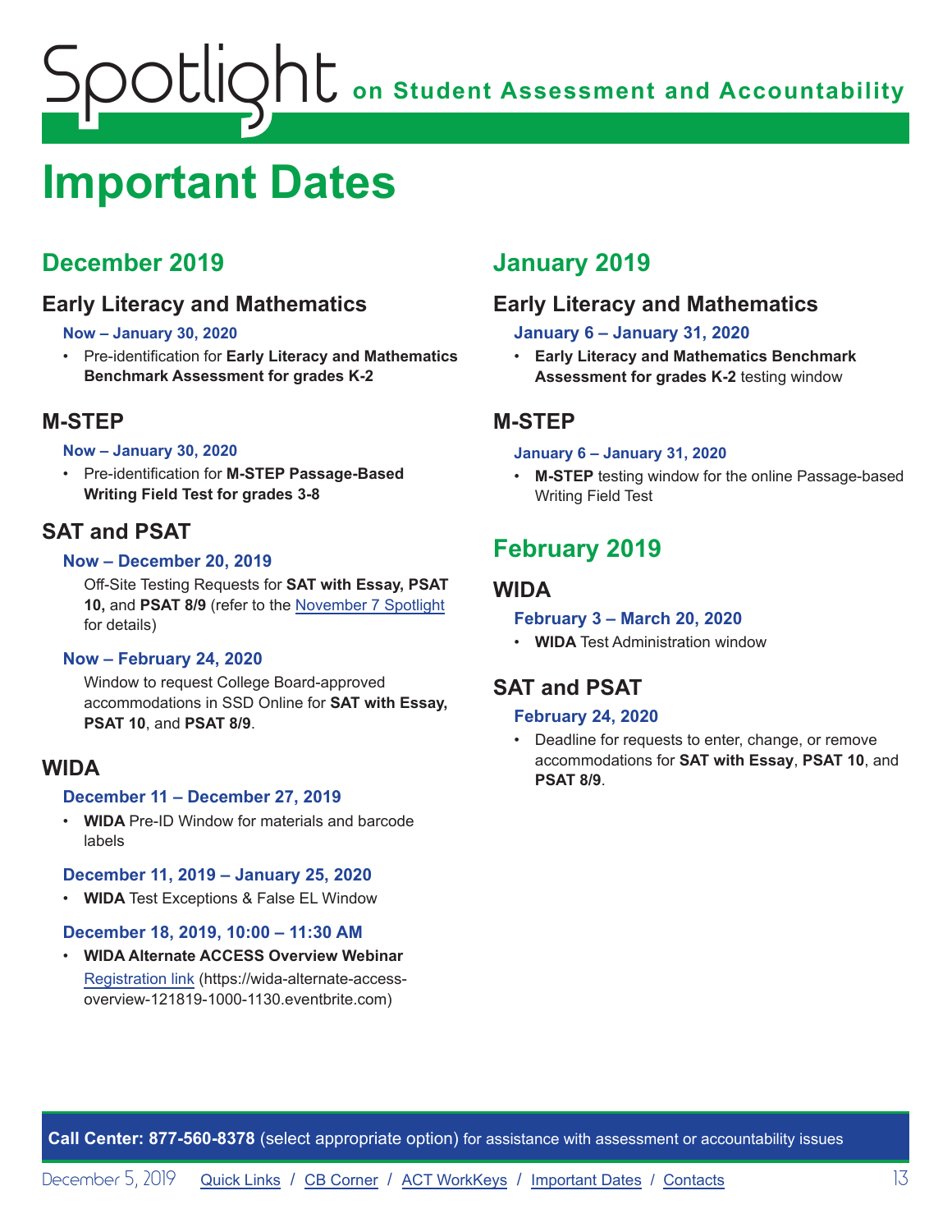# Important Dates

## December 2019

### Early Literacy and Mathematics

**Now – January 30, 2020**

- Pre-identification for **Early Literacy and Mathematics Benchmark Assessment for grades K-2**

### M-STEP

**Now – January 30, 2020**

- Pre-identification for **M-STEP Passage-Based Writing Field Test for grades 3-8**

### SAT and PSAT

**Now – December 20, 2019**

Off-Site Testing Requests for **SAT with Essay, PSAT 10,** and **PSAT 8/9** (refer to the November 7 Spotlight for details)

**Now – February 24, 2020**

Window to request College Board-approved accommodations in SSD Online for **SAT with Essay, PSAT 10**, and **PSAT 8/9**.

### WIDA

**December 11 – December 27, 2019**

- **WIDA** Pre-ID Window for materials and barcode labels

**December 11, 2019 – January 25, 2020**

- **WIDA** Test Exceptions & False EL Window

**December 18, 2019, 10:00 – 11:30 AM**

- **WIDA Alternate ACCESS Overview Webinar**
  Registration link (https://wida-alternate-access-overview-121819-1000-1130.eventbrite.com)

## January 2019

### Early Literacy and Mathematics

**January 6 – January 31, 2020**

- **Early Literacy and Mathematics Benchmark Assessment for grades K-2** testing window

### M-STEP

**January 6 – January 31, 2020**

- **M-STEP** testing window for the online Passage-based Writing Field Test

## February 2019

### WIDA

**February 3 – March 20, 2020**

- **WIDA** Test Administration window

### SAT and PSAT

**February 24, 2020**

- Deadline for requests to enter, change, or remove accommodations for **SAT with Essay**, **PSAT 10**, and **PSAT 8/9**.

**Call Center: 877-560-8378** (select appropriate option) for assistance with assessment or accountability issues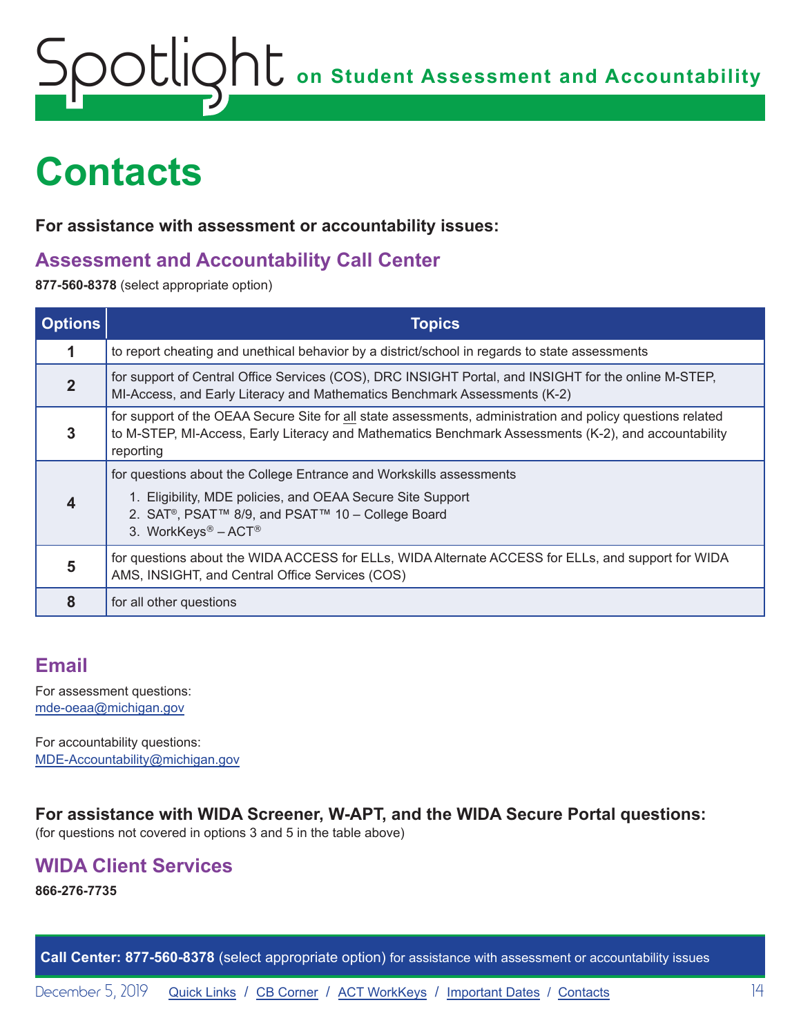# Contacts

**For assistance with assessment or accountability issues:**

## Assessment and Accountability Call Center

**877-560-8378** (select appropriate option)

| Options | Topics |
|---|---|
| **1** | to report cheating and unethical behavior by a district/school in regards to state assessments |
| **2** | for support of Central Office Services (COS), DRC INSIGHT Portal, and INSIGHT for the online M-STEP, MI-Access, and Early Literacy and Mathematics Benchmark Assessments (K-2) |
| **3** | for support of the OEAA Secure Site for all state assessments, administration and policy questions related to M-STEP, MI-Access, Early Literacy and Mathematics Benchmark Assessments (K-2), and accountability reporting |
| **4** | for questions about the College Entrance and Workskills assessments<br>1. Eligibility, MDE policies, and OEAA Secure Site Support<br>2. SAT®, PSAT™ 8/9, and PSAT™ 10 – College Board<br>3. WorkKeys® – ACT® |
| **5** | for questions about the WIDA ACCESS for ELLs, WIDA Alternate ACCESS for ELLs, and support for WIDA AMS, INSIGHT, and Central Office Services (COS) |
| **8** | for all other questions |

## Email

For assessment questions:
mde-oeaa@michigan.gov

For accountability questions:
MDE-Accountability@michigan.gov

**For assistance with WIDA Screener, W-APT, and the WIDA Secure Portal questions:**
(for questions not covered in options 3 and 5 in the table above)

## WIDA Client Services

**866-276-7735**

**Call Center: 877-560-8378** (select appropriate option) for assistance with assessment or accountability issues